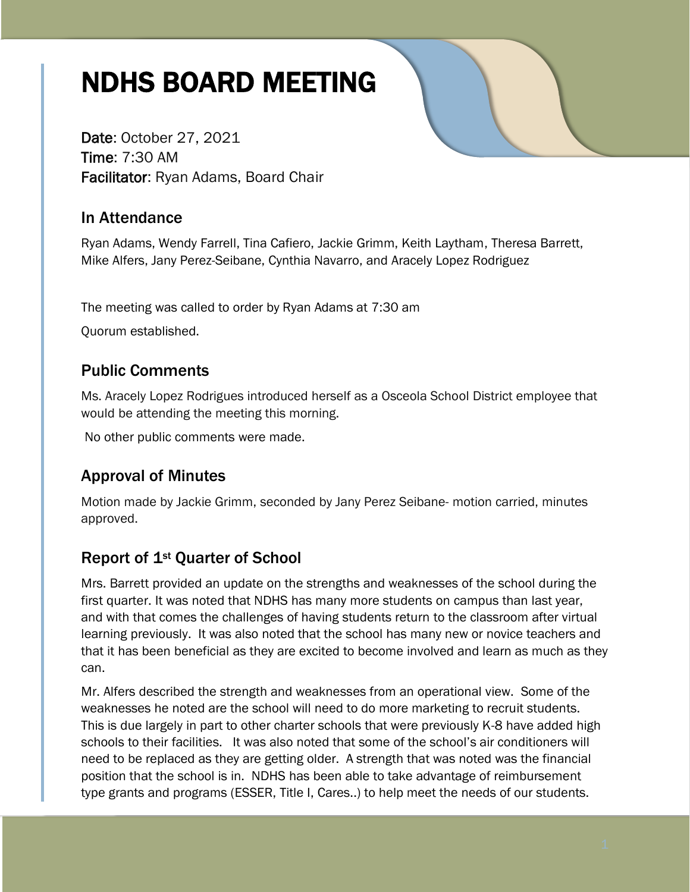# NDHS BOARD MEETING

**Date**: October 27, 2021
**Time**: 7:30 AM
**Facilitator**: Ryan Adams, Board Chair

## In Attendance

Ryan Adams, Wendy Farrell, Tina Cafiero, Jackie Grimm, Keith Laytham, Theresa Barrett, Mike Alfers, Jany Perez-Seibane, Cynthia Navarro, and Aracely Lopez Rodriguez

The meeting was called to order by Ryan Adams at 7:30 am

Quorum established.

## Public Comments

Ms. Aracely Lopez Rodrigues introduced herself as a Osceola School District employee that would be attending the meeting this morning.

No other public comments were made.

## Approval of Minutes

Motion made by Jackie Grimm, seconded by Jany Perez Seibane- motion carried, minutes approved.

## Report of 1st Quarter of School

Mrs. Barrett provided an update on the strengths and weaknesses of the school during the first quarter. It was noted that NDHS has many more students on campus than last year, and with that comes the challenges of having students return to the classroom after virtual learning previously. It was also noted that the school has many new or novice teachers and that it has been beneficial as they are excited to become involved and learn as much as they can.

Mr. Alfers described the strength and weaknesses from an operational view. Some of the weaknesses he noted are the school will need to do more marketing to recruit students. This is due largely in part to other charter schools that were previously K-8 have added high schools to their facilities. It was also noted that some of the school's air conditioners will need to be replaced as they are getting older. A strength that was noted was the financial position that the school is in. NDHS has been able to take advantage of reimbursement type grants and programs (ESSER, Title I, Cares..) to help meet the needs of our students.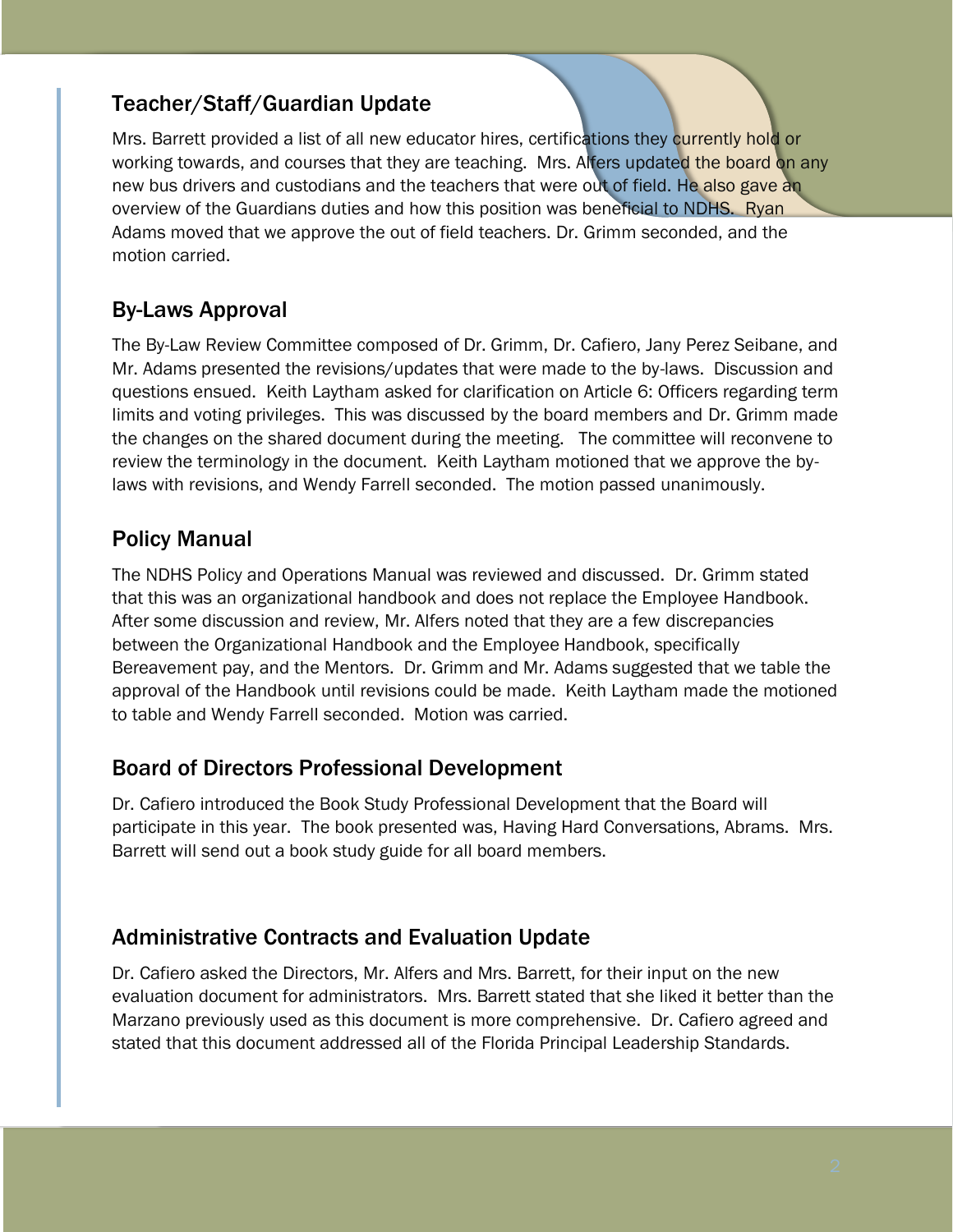## Teacher/Staff/Guardian Update

Mrs. Barrett provided a list of all new educator hires, certifications they currently hold or working towards, and courses that they are teaching. Mrs. Alfers updated the board on any new bus drivers and custodians and the teachers that were out of field. He also gave an overview of the Guardians duties and how this position was beneficial to NDHS. Ryan Adams moved that we approve the out of field teachers. Dr. Grimm seconded, and the motion carried.

## By-Laws Approval

The By-Law Review Committee composed of Dr. Grimm, Dr. Cafiero, Jany Perez Seibane, and Mr. Adams presented the revisions/updates that were made to the by-laws. Discussion and questions ensued. Keith Laytham asked for clarification on Article 6: Officers regarding term limits and voting privileges. This was discussed by the board members and Dr. Grimm made the changes on the shared document during the meeting. The committee will reconvene to review the terminology in the document. Keith Laytham motioned that we approve the by-laws with revisions, and Wendy Farrell seconded. The motion passed unanimously.

## Policy Manual

The NDHS Policy and Operations Manual was reviewed and discussed. Dr. Grimm stated that this was an organizational handbook and does not replace the Employee Handbook. After some discussion and review, Mr. Alfers noted that they are a few discrepancies between the Organizational Handbook and the Employee Handbook, specifically Bereavement pay, and the Mentors. Dr. Grimm and Mr. Adams suggested that we table the approval of the Handbook until revisions could be made. Keith Laytham made the motioned to table and Wendy Farrell seconded. Motion was carried.

## Board of Directors Professional Development

Dr. Cafiero introduced the Book Study Professional Development that the Board will participate in this year. The book presented was, Having Hard Conversations, Abrams. Mrs. Barrett will send out a book study guide for all board members.

## Administrative Contracts and Evaluation Update

Dr. Cafiero asked the Directors, Mr. Alfers and Mrs. Barrett, for their input on the new evaluation document for administrators. Mrs. Barrett stated that she liked it better than the Marzano previously used as this document is more comprehensive. Dr. Cafiero agreed and stated that this document addressed all of the Florida Principal Leadership Standards.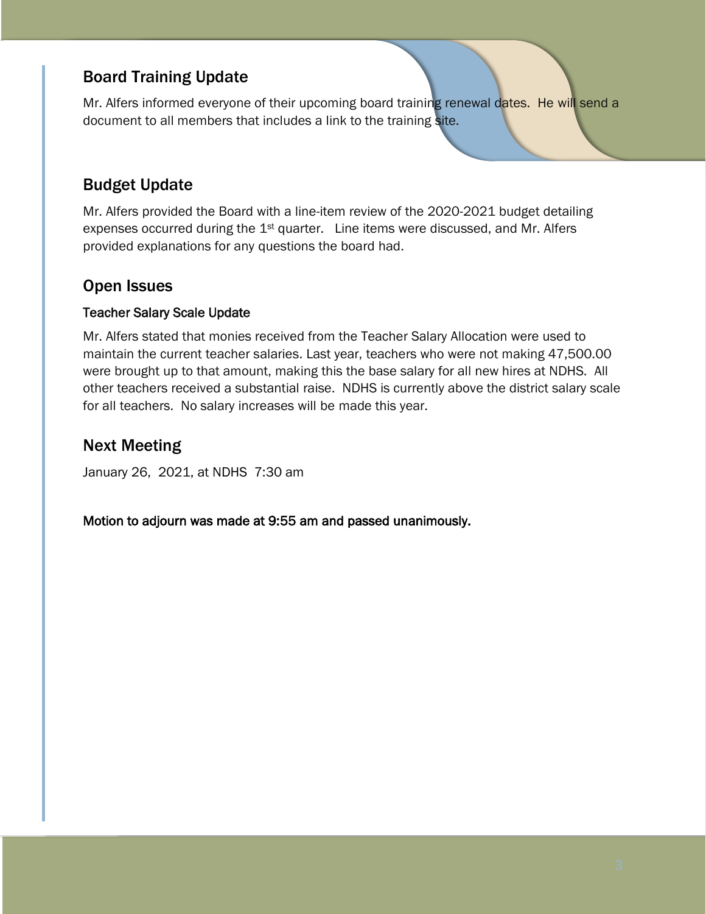## Board Training Update

Mr. Alfers informed everyone of their upcoming board training renewal dates. He will send a document to all members that includes a link to the training site.

## Budget Update

Mr. Alfers provided the Board with a line-item review of the 2020-2021 budget detailing expenses occurred during the 1st quarter. Line items were discussed, and Mr. Alfers provided explanations for any questions the board had.

## Open Issues

### Teacher Salary Scale Update

Mr. Alfers stated that monies received from the Teacher Salary Allocation were used to maintain the current teacher salaries. Last year, teachers who were not making 47,500.00 were brought up to that amount, making this the base salary for all new hires at NDHS. All other teachers received a substantial raise. NDHS is currently above the district salary scale for all teachers. No salary increases will be made this year.

## Next Meeting

January 26, 2021, at NDHS 7:30 am

**Motion to adjourn was made at 9:55 am and passed unanimously.**